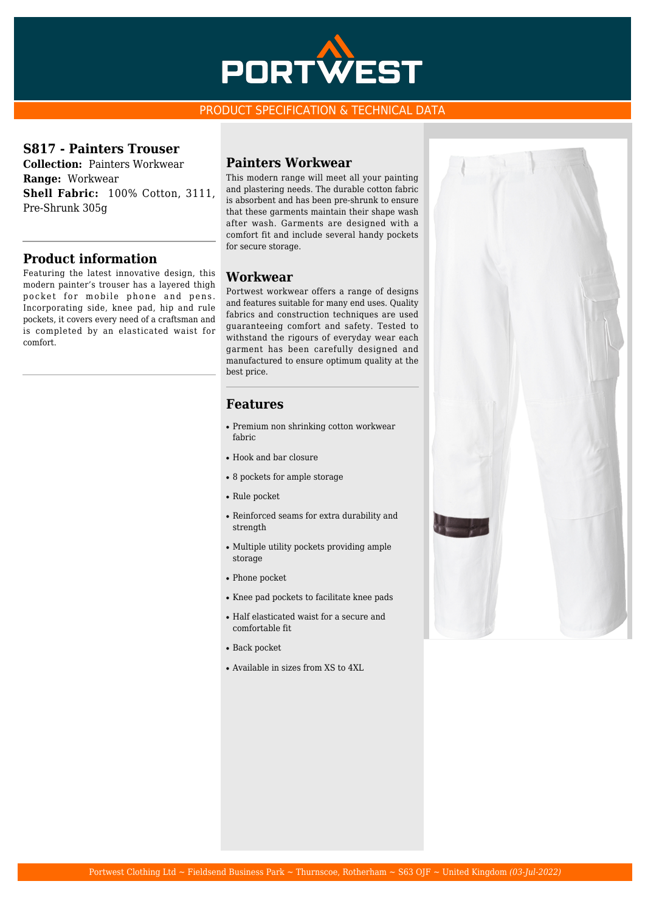# PORTWEST

PRODUCT SPECIFICATION & TECHNICAL DATA

## S817 - Painters Trouser

**Collection:** Painters Workwear
**Range:** Workwear
**Shell Fabric:** 100% Cotton, 3111, Pre-Shrunk 305g

## Product information

Featuring the latest innovative design, this modern painter's trouser has a layered thigh pocket for mobile phone and pens. Incorporating side, knee pad, hip and rule pockets, it covers every need of a craftsman and is completed by an elasticated waist for comfort.

## Painters Workwear

This modern range will meet all your painting and plastering needs. The durable cotton fabric is absorbent and has been pre-shrunk to ensure that these garments maintain their shape wash after wash. Garments are designed with a comfort fit and include several handy pockets for secure storage.

## Workwear

Portwest workwear offers a range of designs and features suitable for many end uses. Quality fabrics and construction techniques are used guaranteeing comfort and safety. Tested to withstand the rigours of everyday wear each garment has been carefully designed and manufactured to ensure optimum quality at the best price.

## Features

- Premium non shrinking cotton workwear fabric
- Hook and bar closure
- 8 pockets for ample storage
- Rule pocket
- Reinforced seams for extra durability and strength
- Multiple utility pockets providing ample storage
- Phone pocket
- Knee pad pockets to facilitate knee pads
- Half elasticated waist for a secure and comfortable fit
- Back pocket
- Available in sizes from XS to 4XL

Portwest Clothing Ltd ~ Fieldsend Business Park ~ Thurnscoe, Rotherham ~ S63 0JF ~ United Kingdom *(03-Jul-2022)*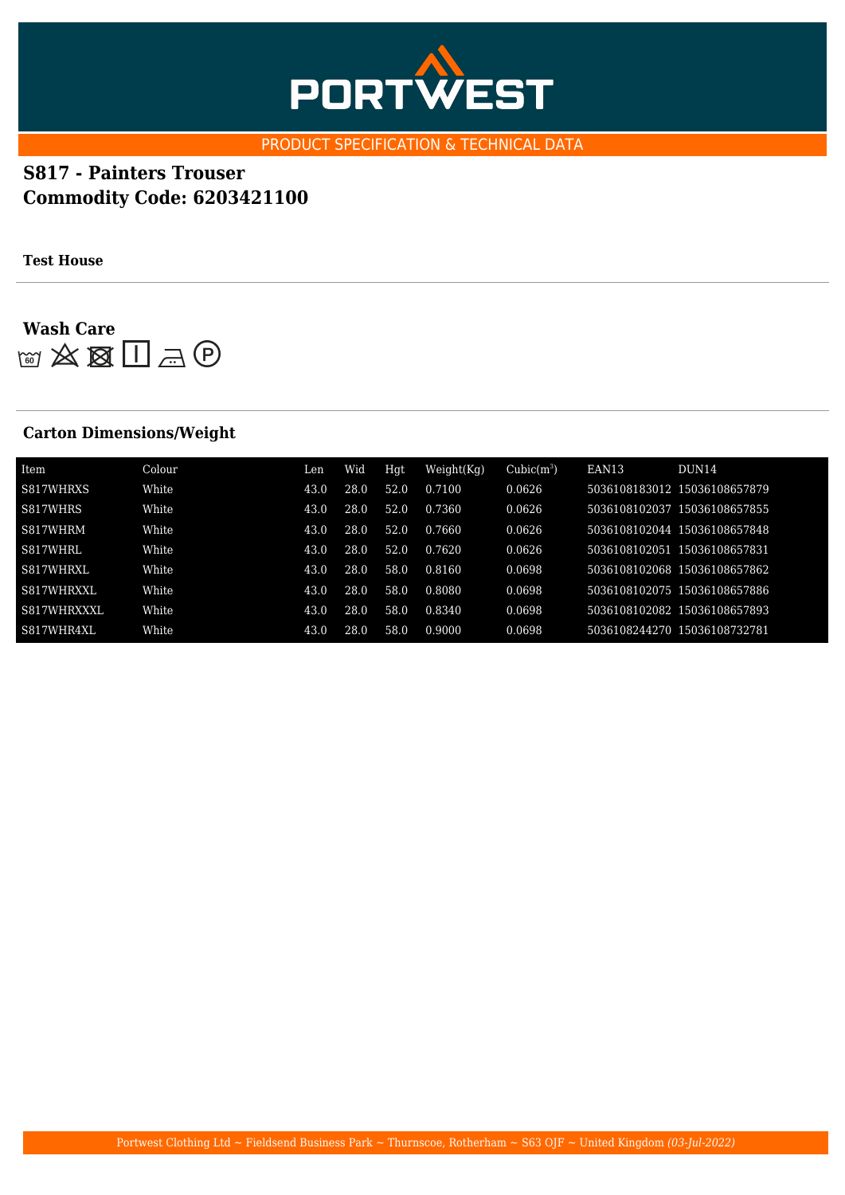PORTWEST

PRODUCT SPECIFICATION & TECHNICAL DATA

## S817 - Painters Trouser
## Commodity Code: 6203421100

### Test House

### Wash Care

### Carton Dimensions/Weight

| Item | Colour | Len | Wid | Hgt | Weight(Kg) | Cubic($m^3$) | EAN13 | DUN14 |
|---|---|---|---|---|---|---|---|---|
| S817WHRXS | White | 43.0 | 28.0 | 52.0 | 0.7100 | 0.0626 | 5036108183012 | 15036108657879 |
| S817WHRS | White | 43.0 | 28.0 | 52.0 | 0.7360 | 0.0626 | 5036108102037 | 15036108657855 |
| S817WHRM | White | 43.0 | 28.0 | 52.0 | 0.7660 | 0.0626 | 5036108102044 | 15036108657848 |
| S817WHRL | White | 43.0 | 28.0 | 52.0 | 0.7620 | 0.0626 | 5036108102051 | 15036108657831 |
| S817WHRXL | White | 43.0 | 28.0 | 58.0 | 0.8160 | 0.0698 | 5036108102068 | 15036108657862 |
| S817WHRXXL | White | 43.0 | 28.0 | 58.0 | 0.8080 | 0.0698 | 5036108102075 | 15036108657886 |
| S817WHRXXXL | White | 43.0 | 28.0 | 58.0 | 0.8340 | 0.0698 | 5036108102082 | 15036108657893 |
| S817WHR4XL | White | 43.0 | 28.0 | 58.0 | 0.9000 | 0.0698 | 5036108244270 | 15036108732781 |

Portwest Clothing Ltd ~ Fieldsend Business Park ~ Thurnscoe, Rotherham ~ S63 OJF ~ United Kingdom *(03-Jul-2022)*